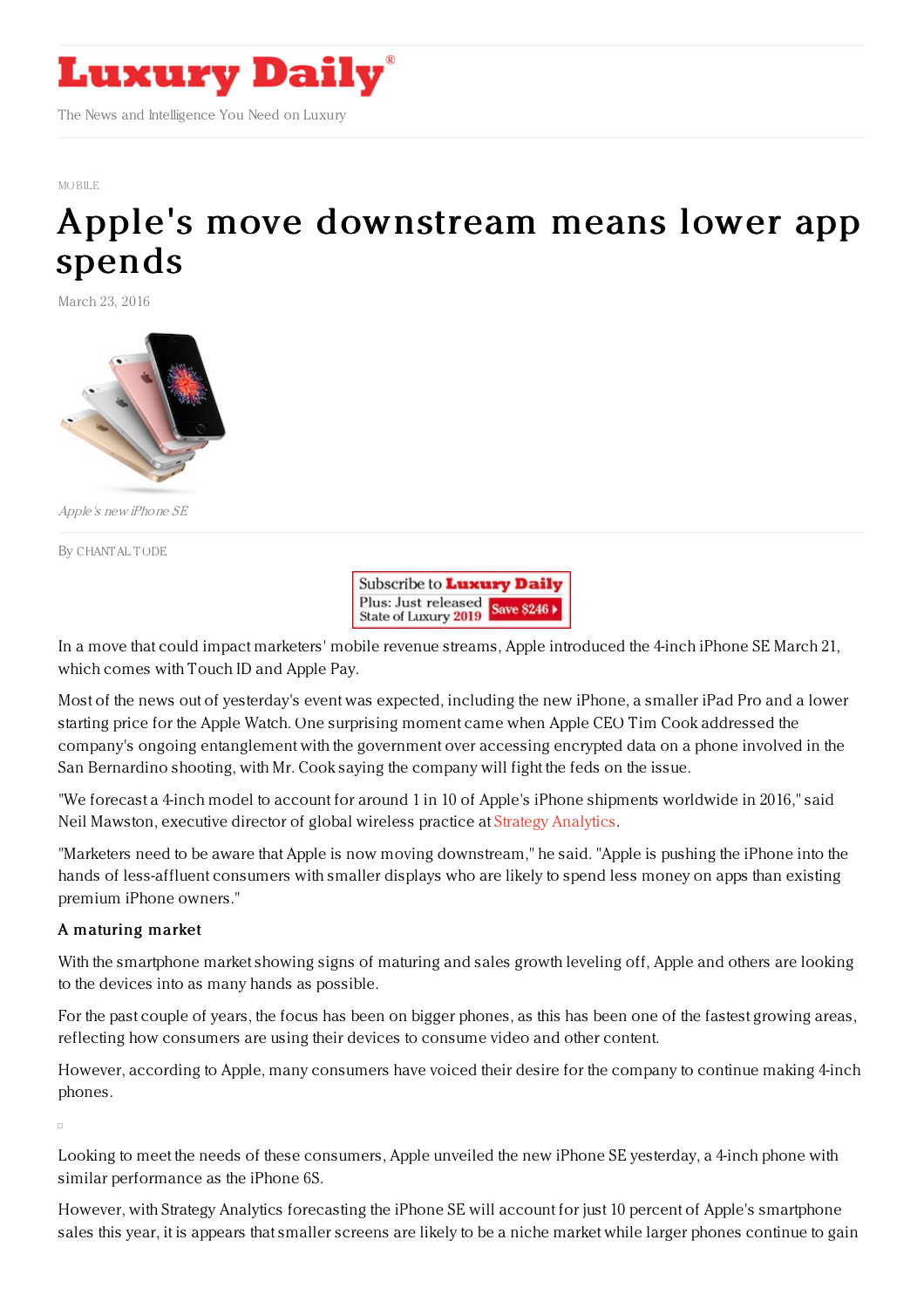MOBILE

# Apple's move downstream means lower app spends

March 23, 2016

*Apple's new iPhone SE*

By CHANTAL TODE

In a move that could impact marketers' mobile revenue streams, Apple introduced the 4-inch iPhone SE March 21, which comes with Touch ID and Apple Pay.

Most of the news out of yesterday's event was expected, including the new iPhone, a smaller iPad Pro and a lower starting price for the Apple Watch. One surprising moment came when Apple CEO Tim Cook addressed the company's ongoing entanglement with the government over accessing encrypted data on a phone involved in the San Bernardino shooting, with Mr. Cook saying the company will fight the feds on the issue.

"We forecast a 4-inch model to account for around 1 in 10 of Apple's iPhone shipments worldwide in 2016," said Neil Mawston, executive director of global wireless practice at Strategy Analytics.

"Marketers need to be aware that Apple is now moving downstream," he said. "Apple is pushing the iPhone into the hands of less-affluent consumers with smaller displays who are likely to spend less money on apps than existing premium iPhone owners."

### A maturing market

With the smartphone market showing signs of maturing and sales growth leveling off, Apple and others are looking to the devices into as many hands as possible.

For the past couple of years, the focus has been on bigger phones, as this has been one of the fastest growing areas, reflecting how consumers are using their devices to consume video and other content.

However, according to Apple, many consumers have voiced their desire for the company to continue making 4-inch phones.

Looking to meet the needs of these consumers, Apple unveiled the new iPhone SE yesterday, a 4-inch phone with similar performance as the iPhone 6S.

However, with Strategy Analytics forecasting the iPhone SE will account for just 10 percent of Apple's smartphone sales this year, it is appears that smaller screens are likely to be a niche market while larger phones continue to gain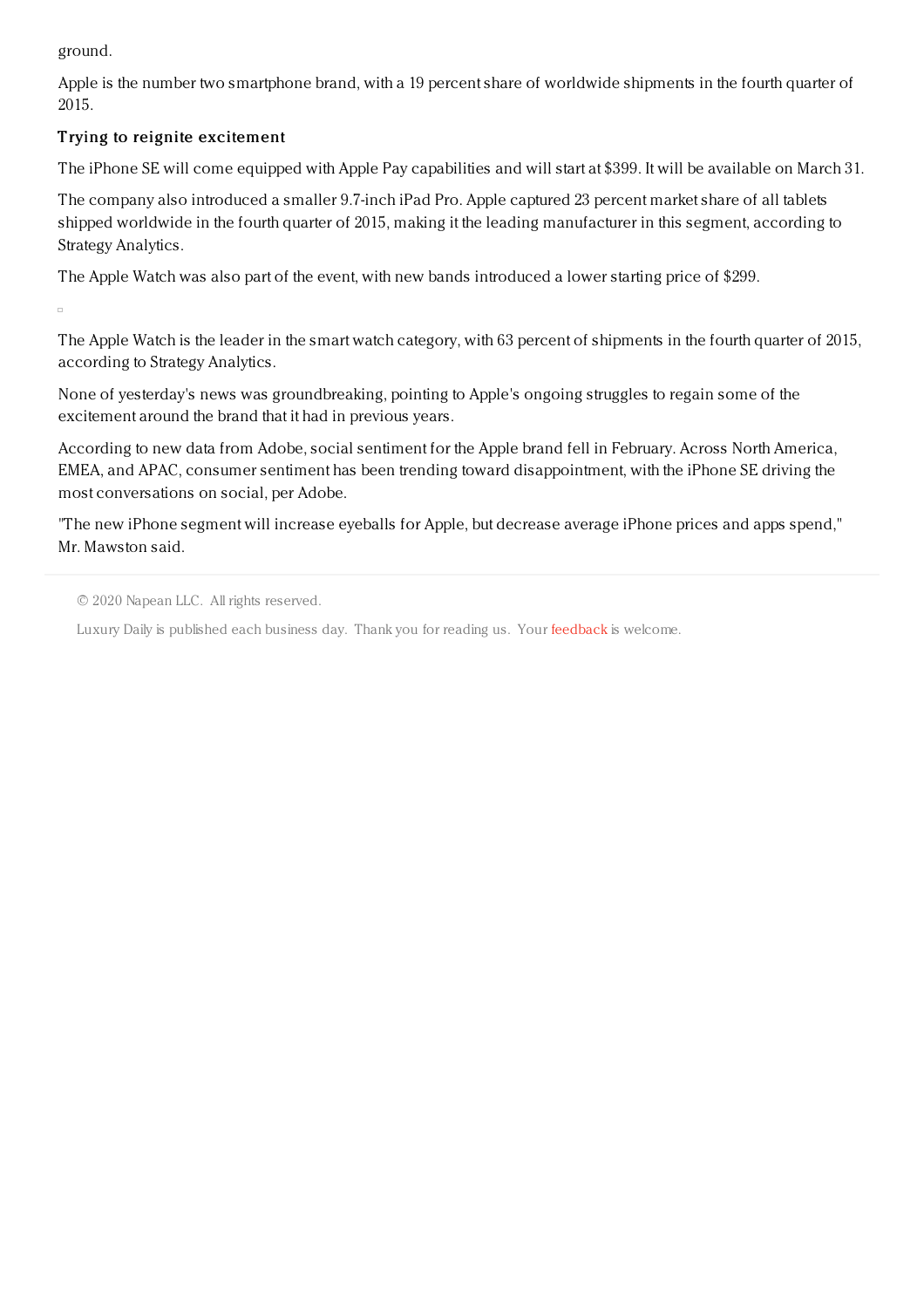ground.

Apple is the number two smartphone brand, with a 19 percent share of worldwide shipments in the fourth quarter of 2015.

### Trying to reignite excitement

The iPhone SE will come equipped with Apple Pay capabilities and will start at $399. It will be available on March 31.

The company also introduced a smaller 9.7-inch iPad Pro. Apple captured 23 percent market share of all tablets shipped worldwide in the fourth quarter of 2015, making it the leading manufacturer in this segment, according to Strategy Analytics.

The Apple Watch was also part of the event, with new bands introduced a lower starting price of $299.

The Apple Watch is the leader in the smart watch category, with 63 percent of shipments in the fourth quarter of 2015, according to Strategy Analytics.

None of yesterday's news was groundbreaking, pointing to Apple's ongoing struggles to regain some of the excitement around the brand that it had in previous years.

According to new data from Adobe, social sentiment for the Apple brand fell in February. Across North America, EMEA, and APAC, consumer sentiment has been trending toward disappointment, with the iPhone SE driving the most conversations on social, per Adobe.

"The new iPhone segment will increase eyeballs for Apple, but decrease average iPhone prices and apps spend," Mr. Mawston said.

© 2020 Napean LLC. All rights reserved.

Luxury Daily is published each business day. Thank you for reading us. Your feedback is welcome.